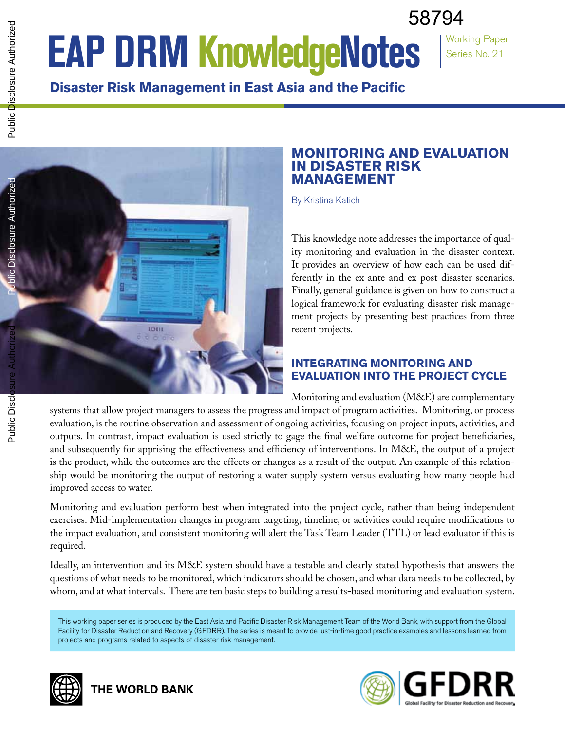58794

# EAP DRM KnowledgeNotes

Working Paper Series No. 21

**Disaster Risk Management in East Asia and the Pacific**

## MONITORING AND EVALUATION IN DISASTER RISK MANAGEMENT

By Kristina Katich

This knowledge note addresses the importance of quality monitoring and evaluation in the disaster context. It provides an overview of how each can be used differently in the ex ante and ex post disaster scenarios. Finally, general guidance is given on how to construct a logical framework for evaluating disaster risk management projects by presenting best practices from three recent projects.

## INTEGRATING MONITORING AND EVALUATION INTO THE PROJECT CYCLE

Monitoring and evaluation (M&E) are complementary systems that allow project managers to assess the progress and impact of program activities. Monitoring, or process evaluation, is the routine observation and assessment of ongoing activities, focusing on project inputs, activities, and outputs. In contrast, impact evaluation is used strictly to gage the final welfare outcome for project beneficiaries, and subsequently for apprising the effectiveness and efficiency of interventions. In M&E, the output of a project is the product, while the outcomes are the effects or changes as a result of the output. An example of this relationship would be monitoring the output of restoring a water supply system versus evaluating how many people had improved access to water.

Monitoring and evaluation perform best when integrated into the project cycle, rather than being independent exercises. Mid-implementation changes in program targeting, timeline, or activities could require modifications to the impact evaluation, and consistent monitoring will alert the Task Team Leader (TTL) or lead evaluator if this is required.

Ideally, an intervention and its M&E system should have a testable and clearly stated hypothesis that answers the questions of what needs to be monitored, which indicators should be chosen, and what data needs to be collected, by whom, and at what intervals. There are ten basic steps to building a results-based monitoring and evaluation system.

This working paper series is produced by the East Asia and Pacific Disaster Risk Management Team of the World Bank, with support from the Global Facility for Disaster Reduction and Recovery (GFDRR). The series is meant to provide just-in-time good practice examples and lessons learned from projects and programs related to aspects of disaster risk management.

THE WORLD BANK

GFDRR Global Facility for Disaster Reduction and Recovery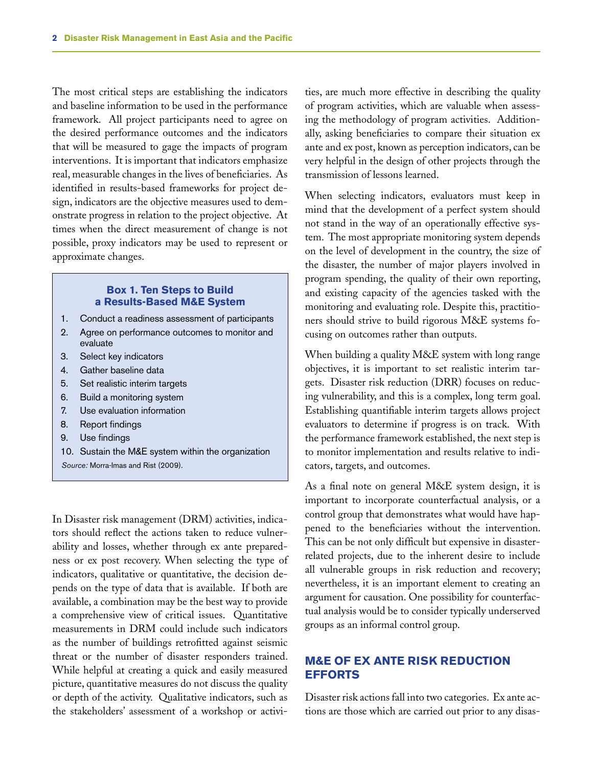The most critical steps are establishing the indicators and baseline information to be used in the performance framework. All project participants need to agree on the desired performance outcomes and the indicators that will be measured to gage the impacts of program interventions. It is important that indicators emphasize real, measurable changes in the lives of beneficiaries. As identified in results-based frameworks for project design, indicators are the objective measures used to demonstrate progress in relation to the project objective. At times when the direct measurement of change is not possible, proxy indicators may be used to represent or approximate changes.

> **Box 1. Ten Steps to Build a Results-Based M&E System**
>
> 1. Conduct a readiness assessment of participants
> 2. Agree on performance outcomes to monitor and evaluate
> 3. Select key indicators
> 4. Gather baseline data
> 5. Set realistic interim targets
> 6. Build a monitoring system
> 7. Use evaluation information
> 8. Report findings
> 9. Use findings
> 10. Sustain the M&E system within the organization
>
> *Source:* Morra-Imas and Rist (2009).

In Disaster risk management (DRM) activities, indicators should reflect the actions taken to reduce vulnerability and losses, whether through ex ante preparedness or ex post recovery. When selecting the type of indicators, qualitative or quantitative, the decision depends on the type of data that is available. If both are available, a combination may be the best way to provide a comprehensive view of critical issues. Quantitative measurements in DRM could include such indicators as the number of buildings retrofitted against seismic threat or the number of disaster responders trained. While helpful at creating a quick and easily measured picture, quantitative measures do not discuss the quality or depth of the activity. Qualitative indicators, such as the stakeholders' assessment of a workshop or activities, are much more effective in describing the quality of program activities, which are valuable when assessing the methodology of program activities. Additionally, asking beneficiaries to compare their situation ex ante and ex post, known as perception indicators, can be very helpful in the design of other projects through the transmission of lessons learned.

When selecting indicators, evaluators must keep in mind that the development of a perfect system should not stand in the way of an operationally effective system. The most appropriate monitoring system depends on the level of development in the country, the size of the disaster, the number of major players involved in program spending, the quality of their own reporting, and existing capacity of the agencies tasked with the monitoring and evaluating role. Despite this, practitioners should strive to build rigorous M&E systems focusing on outcomes rather than outputs.

When building a quality M&E system with long range objectives, it is important to set realistic interim targets. Disaster risk reduction (DRR) focuses on reducing vulnerability, and this is a complex, long term goal. Establishing quantifiable interim targets allows project evaluators to determine if progress is on track. With the performance framework established, the next step is to monitor implementation and results relative to indicators, targets, and outcomes.

As a final note on general M&E system design, it is important to incorporate counterfactual analysis, or a control group that demonstrates what would have happened to the beneficiaries without the intervention. This can be not only difficult but expensive in disaster-related projects, due to the inherent desire to include all vulnerable groups in risk reduction and recovery; nevertheless, it is an important element to creating an argument for causation. One possibility for counterfactual analysis would be to consider typically underserved groups as an informal control group.

## M&E OF EX ANTE RISK REDUCTION EFFORTS

Disaster risk actions fall into two categories. Ex ante actions are those which are carried out prior to any disas-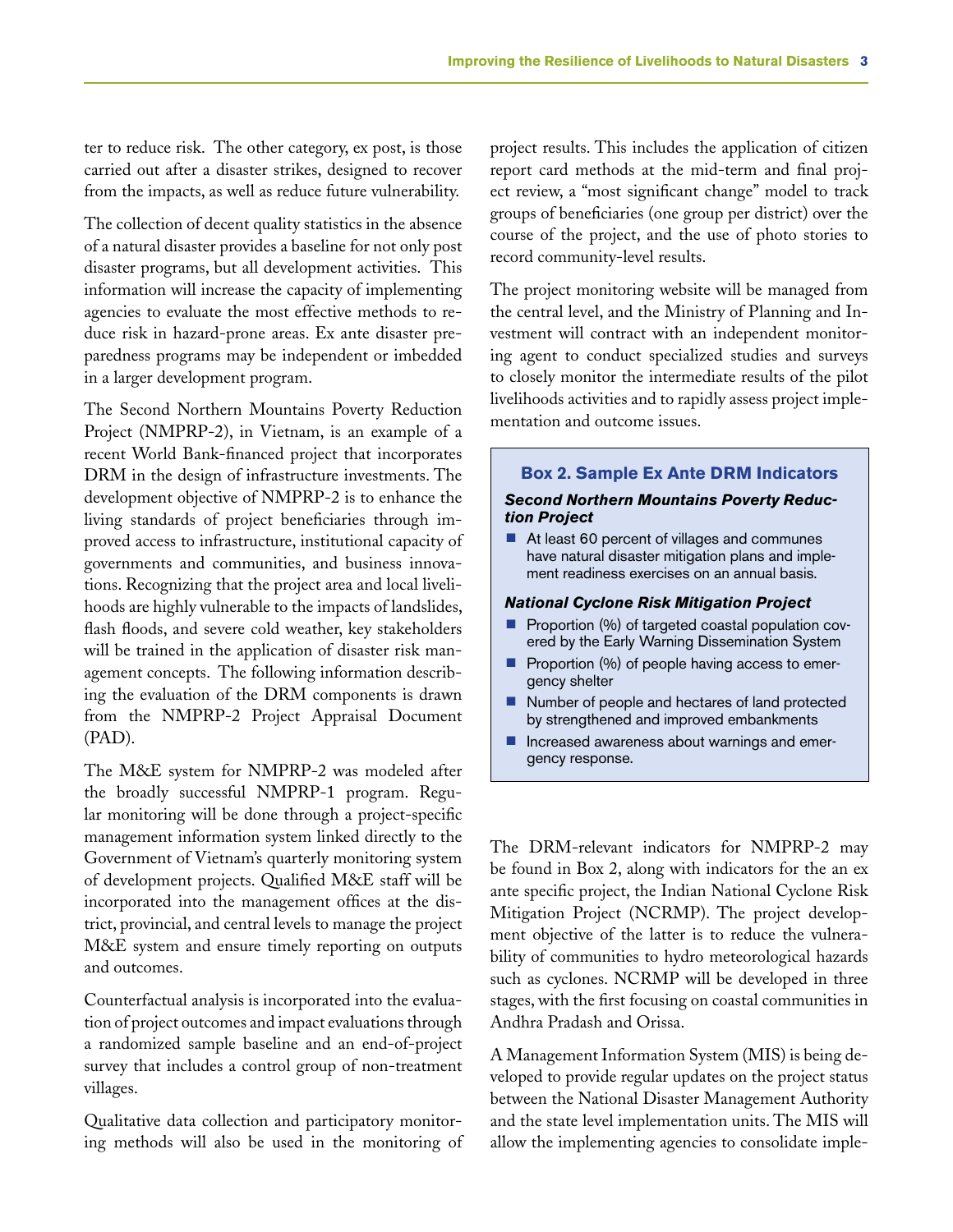ter to reduce risk. The other category, ex post, is those carried out after a disaster strikes, designed to recover from the impacts, as well as reduce future vulnerability.

The collection of decent quality statistics in the absence of a natural disaster provides a baseline for not only post disaster programs, but all development activities. This information will increase the capacity of implementing agencies to evaluate the most effective methods to reduce risk in hazard-prone areas. Ex ante disaster preparedness programs may be independent or imbedded in a larger development program.

The Second Northern Mountains Poverty Reduction Project (NMPRP-2), in Vietnam, is an example of a recent World Bank-financed project that incorporates DRM in the design of infrastructure investments. The development objective of NMPRP-2 is to enhance the living standards of project beneficiaries through improved access to infrastructure, institutional capacity of governments and communities, and business innovations. Recognizing that the project area and local livelihoods are highly vulnerable to the impacts of landslides, flash floods, and severe cold weather, key stakeholders will be trained in the application of disaster risk management concepts. The following information describing the evaluation of the DRM components is drawn from the NMPRP-2 Project Appraisal Document (PAD).

The M&E system for NMPRP-2 was modeled after the broadly successful NMPRP-1 program. Regular monitoring will be done through a project-specific management information system linked directly to the Government of Vietnam's quarterly monitoring system of development projects. Qualified M&E staff will be incorporated into the management offices at the district, provincial, and central levels to manage the project M&E system and ensure timely reporting on outputs and outcomes.

Counterfactual analysis is incorporated into the evaluation of project outcomes and impact evaluations through a randomized sample baseline and an end-of-project survey that includes a control group of non-treatment villages.

Qualitative data collection and participatory monitoring methods will also be used in the monitoring of project results. This includes the application of citizen report card methods at the mid-term and final project review, a "most significant change" model to track groups of beneficiaries (one group per district) over the course of the project, and the use of photo stories to record community-level results.

The project monitoring website will be managed from the central level, and the Ministry of Planning and Investment will contract with an independent monitoring agent to conduct specialized studies and surveys to closely monitor the intermediate results of the pilot livelihoods activities and to rapidly assess project implementation and outcome issues.

> **Box 2. Sample Ex Ante DRM Indicators**
>
> ***Second Northern Mountains Poverty Reduction Project***
>
> - At least 60 percent of villages and communes have natural disaster mitigation plans and implement readiness exercises on an annual basis.
>
> ***National Cyclone Risk Mitigation Project***
>
> - Proportion (%) of targeted coastal population covered by the Early Warning Dissemination System
> - Proportion (%) of people having access to emergency shelter
> - Number of people and hectares of land protected by strengthened and improved embankments
> - Increased awareness about warnings and emergency response.

The DRM-relevant indicators for NMPRP-2 may be found in Box 2, along with indicators for the an ex ante specific project, the Indian National Cyclone Risk Mitigation Project (NCRMP). The project development objective of the latter is to reduce the vulnerability of communities to hydro meteorological hazards such as cyclones. NCRMP will be developed in three stages, with the first focusing on coastal communities in Andhra Pradash and Orissa.

A Management Information System (MIS) is being developed to provide regular updates on the project status between the National Disaster Management Authority and the state level implementation units. The MIS will allow the implementing agencies to consolidate imple-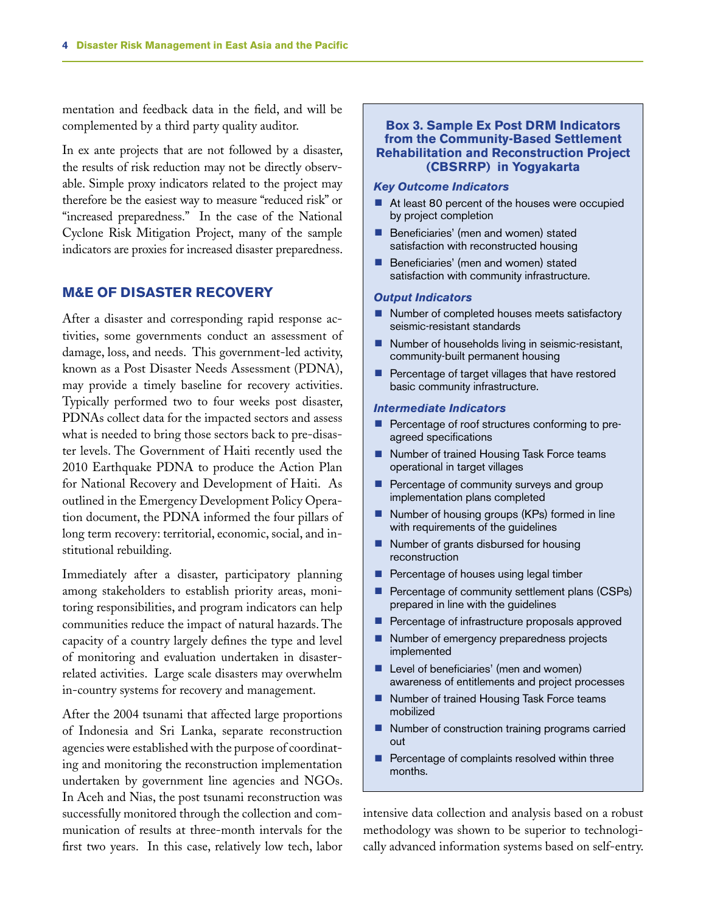mentation and feedback data in the field, and will be complemented by a third party quality auditor.

In ex ante projects that are not followed by a disaster, the results of risk reduction may not be directly observable. Simple proxy indicators related to the project may therefore be the easiest way to measure "reduced risk" or "increased preparedness." In the case of the National Cyclone Risk Mitigation Project, many of the sample indicators are proxies for increased disaster preparedness.

## M&E OF DISASTER RECOVERY

After a disaster and corresponding rapid response activities, some governments conduct an assessment of damage, loss, and needs. This government-led activity, known as a Post Disaster Needs Assessment (PDNA), may provide a timely baseline for recovery activities. Typically performed two to four weeks post disaster, PDNAs collect data for the impacted sectors and assess what is needed to bring those sectors back to pre-disaster levels. The Government of Haiti recently used the 2010 Earthquake PDNA to produce the Action Plan for National Recovery and Development of Haiti. As outlined in the Emergency Development Policy Operation document, the PDNA informed the four pillars of long term recovery: territorial, economic, social, and institutional rebuilding.

Immediately after a disaster, participatory planning among stakeholders to establish priority areas, monitoring responsibilities, and program indicators can help communities reduce the impact of natural hazards. The capacity of a country largely defines the type and level of monitoring and evaluation undertaken in disaster-related activities. Large scale disasters may overwhelm in-country systems for recovery and management.

After the 2004 tsunami that affected large proportions of Indonesia and Sri Lanka, separate reconstruction agencies were established with the purpose of coordinating and monitoring the reconstruction implementation undertaken by government line agencies and NGOs. In Aceh and Nias, the post tsunami reconstruction was successfully monitored through the collection and communication of results at three-month intervals for the first two years. In this case, relatively low tech, labor intensive data collection and analysis based on a robust methodology was shown to be superior to technologically advanced information systems based on self-entry.

### Box 3. Sample Ex Post DRM Indicators from the Community-Based Settlement Rehabilitation and Reconstruction Project (CBSRRP) in Yogyakarta

***Key Outcome Indicators***

- At least 80 percent of the houses were occupied by project completion
- Beneficiaries' (men and women) stated satisfaction with reconstructed housing
- Beneficiaries' (men and women) stated satisfaction with community infrastructure.

***Output Indicators***

- Number of completed houses meets satisfactory seismic-resistant standards
- Number of households living in seismic-resistant, community-built permanent housing
- Percentage of target villages that have restored basic community infrastructure.

***Intermediate Indicators***

- Percentage of roof structures conforming to pre-agreed specifications
- Number of trained Housing Task Force teams operational in target villages
- Percentage of community surveys and group implementation plans completed
- Number of housing groups (KPs) formed in line with requirements of the guidelines
- Number of grants disbursed for housing reconstruction
- Percentage of houses using legal timber
- Percentage of community settlement plans (CSPs) prepared in line with the guidelines
- Percentage of infrastructure proposals approved
- Number of emergency preparedness projects implemented
- Level of beneficiaries' (men and women) awareness of entitlements and project processes
- Number of trained Housing Task Force teams mobilized
- Number of construction training programs carried out
- Percentage of complaints resolved within three months.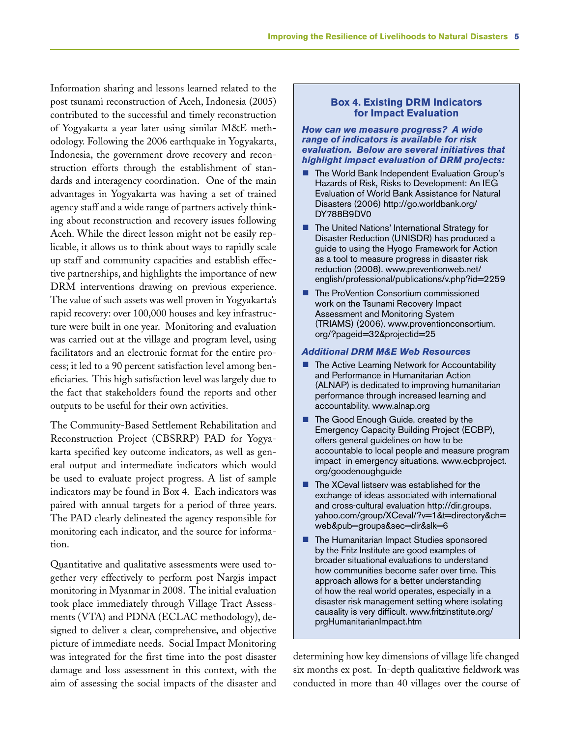Information sharing and lessons learned related to the post tsunami reconstruction of Aceh, Indonesia (2005) contributed to the successful and timely reconstruction of Yogyakarta a year later using similar M&E methodology. Following the 2006 earthquake in Yogyakarta, Indonesia, the government drove recovery and reconstruction efforts through the establishment of standards and interagency coordination. One of the main advantages in Yogyakarta was having a set of trained agency staff and a wide range of partners actively thinking about reconstruction and recovery issues following Aceh. While the direct lesson might not be easily replicable, it allows us to think about ways to rapidly scale up staff and community capacities and establish effective partnerships, and highlights the importance of new DRM interventions drawing on previous experience. The value of such assets was well proven in Yogyakarta's rapid recovery: over 100,000 houses and key infrastructure were built in one year. Monitoring and evaluation was carried out at the village and program level, using facilitators and an electronic format for the entire process; it led to a 90 percent satisfaction level among beneficiaries. This high satisfaction level was largely due to the fact that stakeholders found the reports and other outputs to be useful for their own activities.

The Community-Based Settlement Rehabilitation and Reconstruction Project (CBSRRP) PAD for Yogyakarta specified key outcome indicators, as well as general output and intermediate indicators which would be used to evaluate project progress. A list of sample indicators may be found in Box 4. Each indicators was paired with annual targets for a period of three years. The PAD clearly delineated the agency responsible for monitoring each indicator, and the source for information.

Quantitative and qualitative assessments were used together very effectively to perform post Nargis impact monitoring in Myanmar in 2008. The initial evaluation took place immediately through Village Tract Assessments (VTA) and PDNA (ECLAC methodology), designed to deliver a clear, comprehensive, and objective picture of immediate needs. Social Impact Monitoring was integrated for the first time into the post disaster damage and loss assessment in this context, with the aim of assessing the social impacts of the disaster and determining how key dimensions of village life changed six months ex post. In-depth qualitative fieldwork was conducted in more than 40 villages over the course of

### Box 4. Existing DRM Indicators for Impact Evaluation

***How can we measure progress? A wide range of indicators is available for risk evaluation. Below are several initiatives that highlight impact evaluation of DRM projects:***

- The World Bank Independent Evaluation Group's Hazards of Risk, Risks to Development: An IEG Evaluation of World Bank Assistance for Natural Disasters (2006) http://go.worldbank.org/DY788B9DV0
- The United Nations' International Strategy for Disaster Reduction (UNISDR) has produced a guide to using the Hyogo Framework for Action as a tool to measure progress in disaster risk reduction (2008). www.preventionweb.net/english/professional/publications/v.php?id=2259
- The ProVention Consortium commissioned work on the Tsunami Recovery Impact Assessment and Monitoring System (TRIAMS) (2006). www.proventionconsortium.org/?pageid=32&projectid=25

***Additional DRM M&E Web Resources***

- The Active Learning Network for Accountability and Performance in Humanitarian Action (ALNAP) is dedicated to improving humanitarian performance through increased learning and accountability. www.alnap.org
- The Good Enough Guide, created by the Emergency Capacity Building Project (ECBP), offers general guidelines on how to be accountable to local people and measure program impact in emergency situations. www.ecbproject.org/goodenoughguide
- The XCeval listserv was established for the exchange of ideas associated with international and cross-cultural evaluation http://dir.groups.yahoo.com/group/XCeval/?v=1&t=directory&ch=web&pub=groups&sec=dir&slk=6
- The Humanitarian Impact Studies sponsored by the Fritz Institute are good examples of broader situational evaluations to understand how communities become safer over time. This approach allows for a better understanding of how the real world operates, especially in a disaster risk management setting where isolating causality is very difficult. www.fritzinstitute.org/prgHumanitarianImpact.htm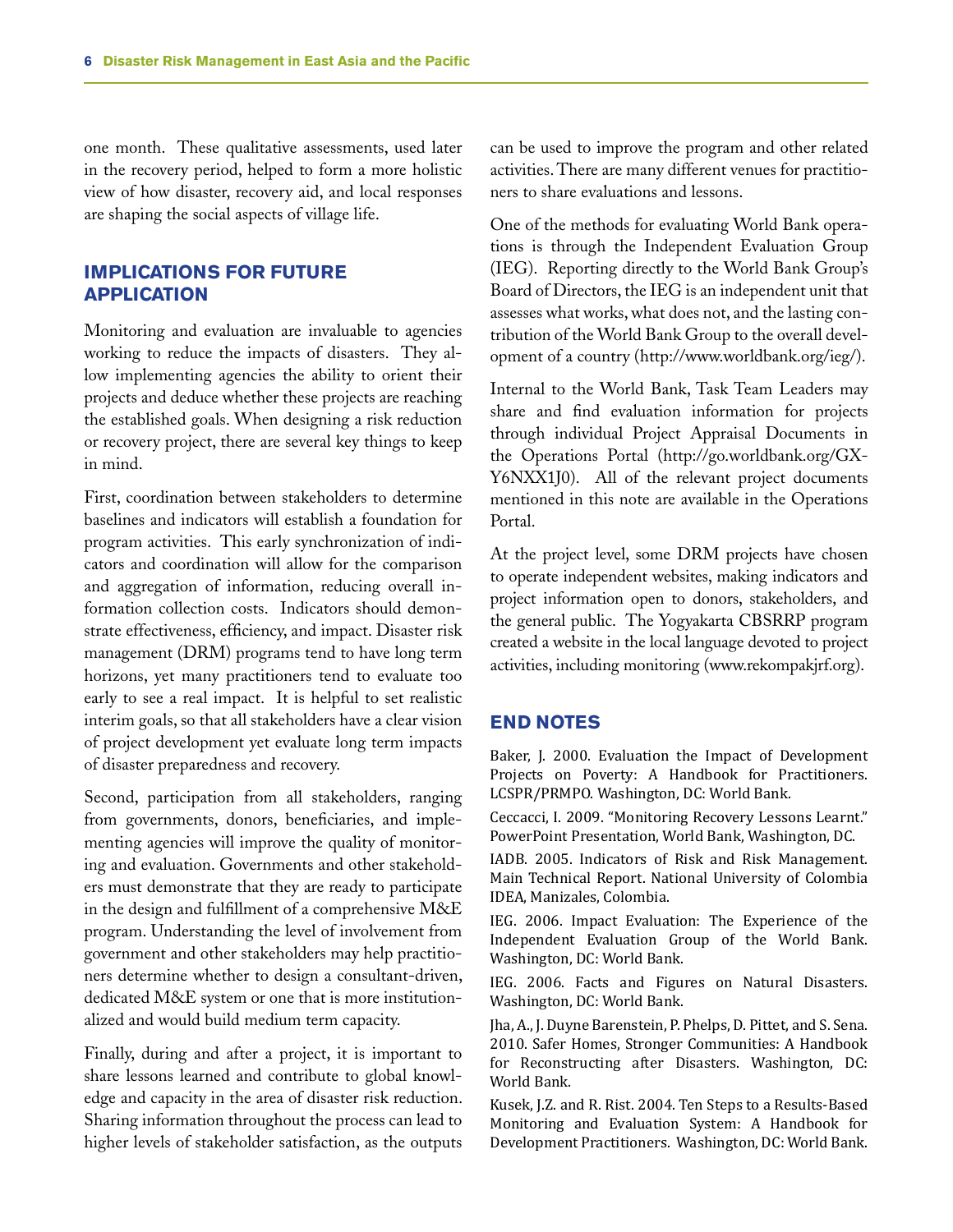one month. These qualitative assessments, used later in the recovery period, helped to form a more holistic view of how disaster, recovery aid, and local responses are shaping the social aspects of village life.

## IMPLICATIONS FOR FUTURE APPLICATION

Monitoring and evaluation are invaluable to agencies working to reduce the impacts of disasters. They allow implementing agencies the ability to orient their projects and deduce whether these projects are reaching the established goals. When designing a risk reduction or recovery project, there are several key things to keep in mind.

First, coordination between stakeholders to determine baselines and indicators will establish a foundation for program activities. This early synchronization of indicators and coordination will allow for the comparison and aggregation of information, reducing overall information collection costs. Indicators should demonstrate effectiveness, efficiency, and impact. Disaster risk management (DRM) programs tend to have long term horizons, yet many practitioners tend to evaluate too early to see a real impact. It is helpful to set realistic interim goals, so that all stakeholders have a clear vision of project development yet evaluate long term impacts of disaster preparedness and recovery.

Second, participation from all stakeholders, ranging from governments, donors, beneficiaries, and implementing agencies will improve the quality of monitoring and evaluation. Governments and other stakeholders must demonstrate that they are ready to participate in the design and fulfillment of a comprehensive M&E program. Understanding the level of involvement from government and other stakeholders may help practitioners determine whether to design a consultant-driven, dedicated M&E system or one that is more institutionalized and would build medium term capacity.

Finally, during and after a project, it is important to share lessons learned and contribute to global knowledge and capacity in the area of disaster risk reduction. Sharing information throughout the process can lead to higher levels of stakeholder satisfaction, as the outputs can be used to improve the program and other related activities. There are many different venues for practitioners to share evaluations and lessons.

One of the methods for evaluating World Bank operations is through the Independent Evaluation Group (IEG). Reporting directly to the World Bank Group's Board of Directors, the IEG is an independent unit that assesses what works, what does not, and the lasting contribution of the World Bank Group to the overall development of a country (http://www.worldbank.org/ieg/).

Internal to the World Bank, Task Team Leaders may share and find evaluation information for projects through individual Project Appraisal Documents in the Operations Portal (http://go.worldbank.org/GXY6NXX1J0). All of the relevant project documents mentioned in this note are available in the Operations Portal.

At the project level, some DRM projects have chosen to operate independent websites, making indicators and project information open to donors, stakeholders, and the general public. The Yogyakarta CBSRRP program created a website in the local language devoted to project activities, including monitoring (www.rekompakjrf.org).

## END NOTES

Baker, J. 2000. Evaluation the Impact of Development Projects on Poverty: A Handbook for Practitioners. LCSPR/PRMPO. Washington, DC: World Bank.

Ceccacci, I. 2009. "Monitoring Recovery Lessons Learnt." PowerPoint Presentation, World Bank, Washington, DC.

IADB. 2005. Indicators of Risk and Risk Management. Main Technical Report. National University of Colombia IDEA, Manizales, Colombia.

IEG. 2006. Impact Evaluation: The Experience of the Independent Evaluation Group of the World Bank. Washington, DC: World Bank.

IEG. 2006. Facts and Figures on Natural Disasters. Washington, DC: World Bank.

Jha, A., J. Duyne Barenstein, P. Phelps, D. Pittet, and S. Sena. 2010. Safer Homes, Stronger Communities: A Handbook for Reconstructing after Disasters. Washington, DC: World Bank.

Kusek, J.Z. and R. Rist. 2004. Ten Steps to a Results-Based Monitoring and Evaluation System: A Handbook for Development Practitioners. Washington, DC: World Bank.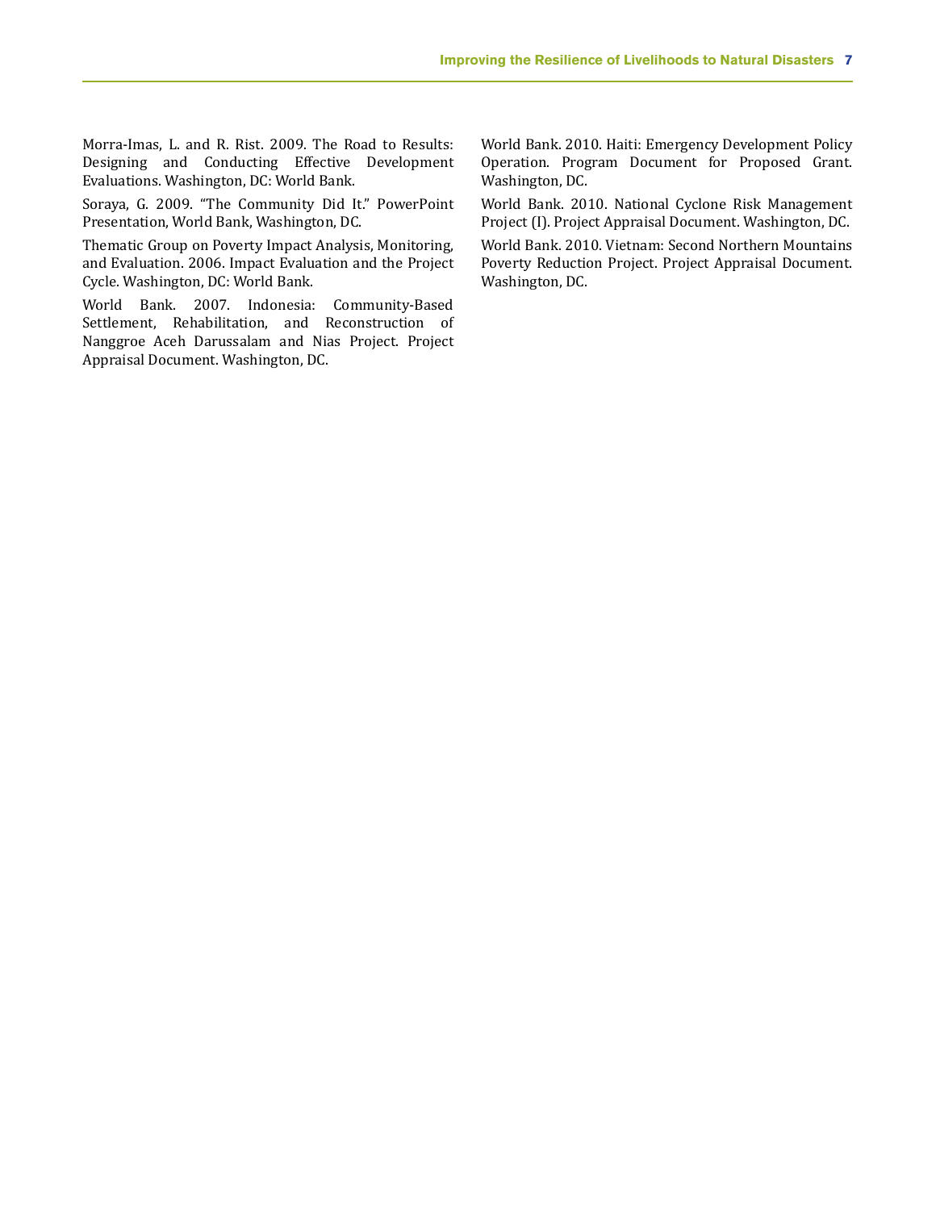Morra-Imas, L. and R. Rist. 2009. The Road to Results: Designing and Conducting Effective Development Evaluations. Washington, DC: World Bank.

Soraya, G. 2009. "The Community Did It." PowerPoint Presentation, World Bank, Washington, DC.

Thematic Group on Poverty Impact Analysis, Monitoring, and Evaluation. 2006. Impact Evaluation and the Project Cycle. Washington, DC: World Bank.

World Bank. 2007. Indonesia: Community-Based Settlement, Rehabilitation, and Reconstruction of Nanggroe Aceh Darussalam and Nias Project. Project Appraisal Document. Washington, DC.

World Bank. 2010. Haiti: Emergency Development Policy Operation. Program Document for Proposed Grant. Washington, DC.

World Bank. 2010. National Cyclone Risk Management Project (I). Project Appraisal Document. Washington, DC.

World Bank. 2010. Vietnam: Second Northern Mountains Poverty Reduction Project. Project Appraisal Document. Washington, DC.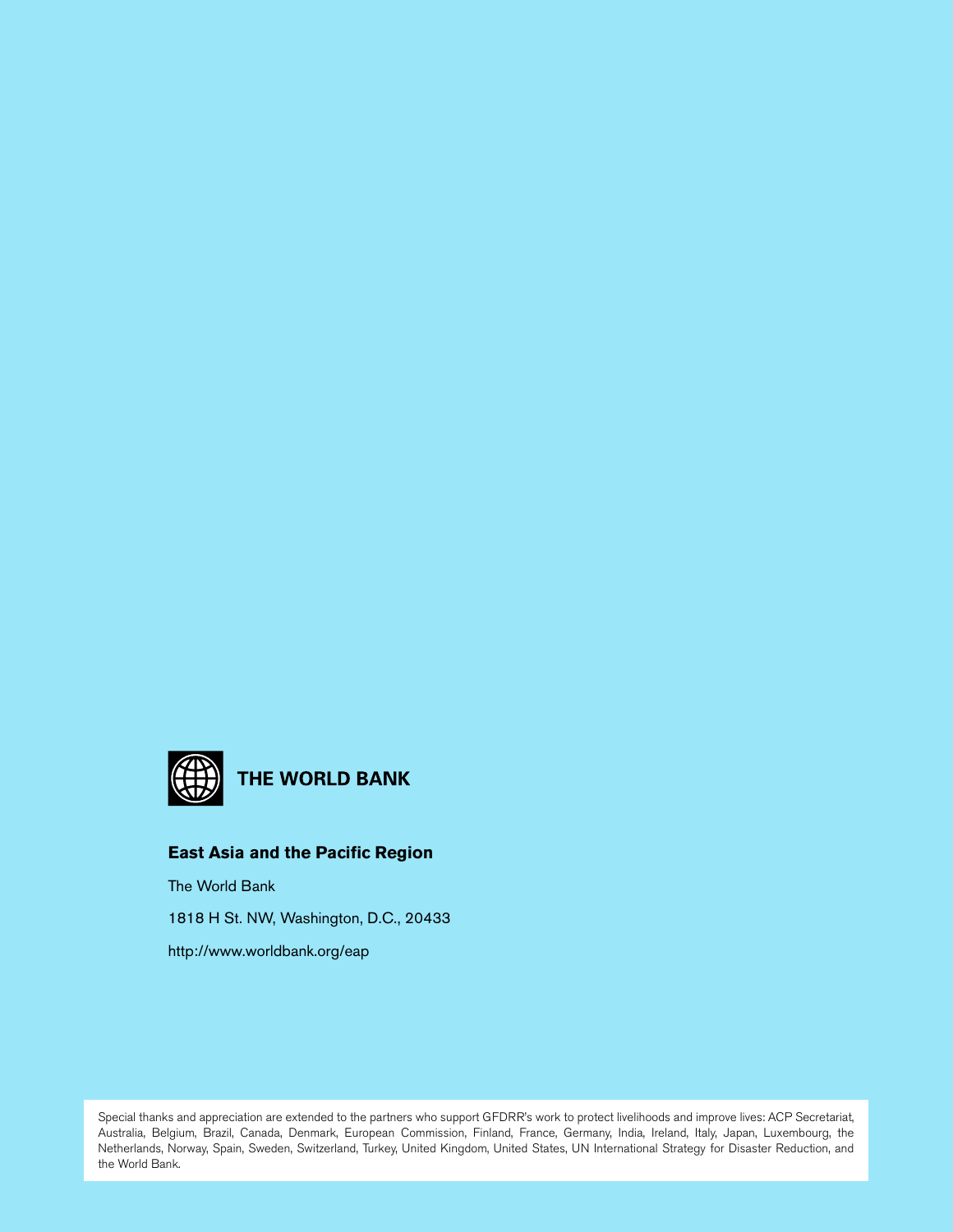**THE WORLD BANK**

**East Asia and the Pacific Region**

The World Bank

1818 H St. NW, Washington, D.C., 20433

http://www.worldbank.org/eap

Special thanks and appreciation are extended to the partners who support GFDRR's work to protect livelihoods and improve lives: ACP Secretariat, Australia, Belgium, Brazil, Canada, Denmark, European Commission, Finland, France, Germany, India, Ireland, Italy, Japan, Luxembourg, the Netherlands, Norway, Spain, Sweden, Switzerland, Turkey, United Kingdom, United States, UN International Strategy for Disaster Reduction, and the World Bank.